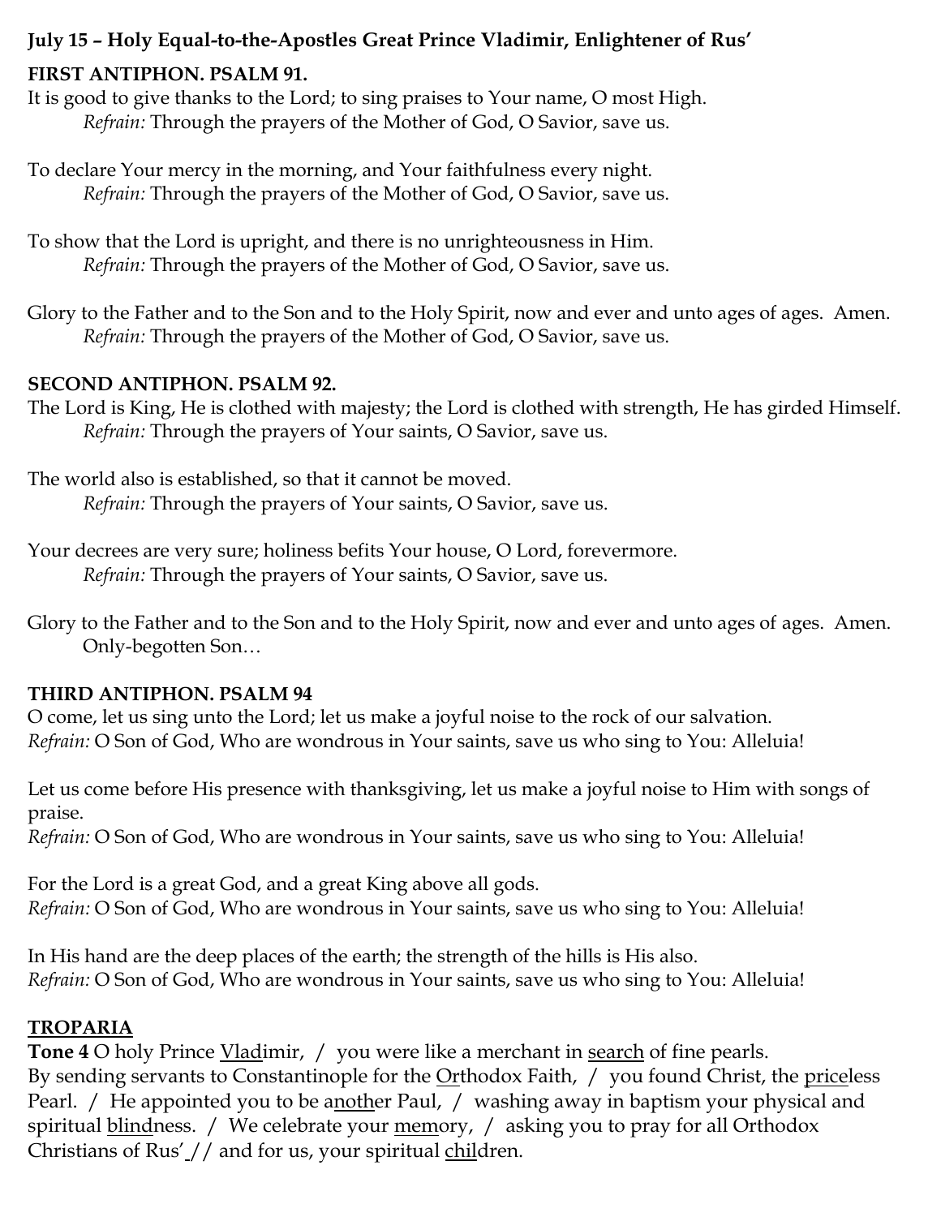**July 15 – Holy Equal-to-the-Apostles Great Prince Vladimir, Enlightener of Rus'**

**FIRST ANTIPHON. PSALM 91.**

It is good to give thanks to the Lord; to sing praises to Your name, O most High.
*Refrain:* Through the prayers of the Mother of God, O Savior, save us.

To declare Your mercy in the morning, and Your faithfulness every night.
*Refrain:* Through the prayers of the Mother of God, O Savior, save us.

To show that the Lord is upright, and there is no unrighteousness in Him.
*Refrain:* Through the prayers of the Mother of God, O Savior, save us.

Glory to the Father and to the Son and to the Holy Spirit, now and ever and unto ages of ages. Amen.
*Refrain:* Through the prayers of the Mother of God, O Savior, save us.

**SECOND ANTIPHON. PSALM 92.**

The Lord is King, He is clothed with majesty; the Lord is clothed with strength, He has girded Himself.
*Refrain:* Through the prayers of Your saints, O Savior, save us.

The world also is established, so that it cannot be moved.
*Refrain:* Through the prayers of Your saints, O Savior, save us.

Your decrees are very sure; holiness befits Your house, O Lord, forevermore.
*Refrain:* Through the prayers of Your saints, O Savior, save us.

Glory to the Father and to the Son and to the Holy Spirit, now and ever and unto ages of ages. Amen.
Only-begotten Son…

**THIRD ANTIPHON. PSALM 94**

O come, let us sing unto the Lord; let us make a joyful noise to the rock of our salvation.
*Refrain:* O Son of God, Who are wondrous in Your saints, save us who sing to You: Alleluia!

Let us come before His presence with thanksgiving, let us make a joyful noise to Him with songs of praise.
*Refrain:* O Son of God, Who are wondrous in Your saints, save us who sing to You: Alleluia!

For the Lord is a great God, and a great King above all gods.
*Refrain:* O Son of God, Who are wondrous in Your saints, save us who sing to You: Alleluia!

In His hand are the deep places of the earth; the strength of the hills is His also.
*Refrain:* O Son of God, Who are wondrous in Your saints, save us who sing to You: Alleluia!

**TROPARIA**

**Tone 4** O holy Prince Vladimir, / you were like a merchant in search of fine pearls.
By sending servants to Constantinople for the Orthodox Faith, / you found Christ, the priceless Pearl. / He appointed you to be another Paul, / washing away in baptism your physical and spiritual blindness. / We celebrate your memory, / asking you to pray for all Orthodox Christians of Rus' // and for us, your spiritual children.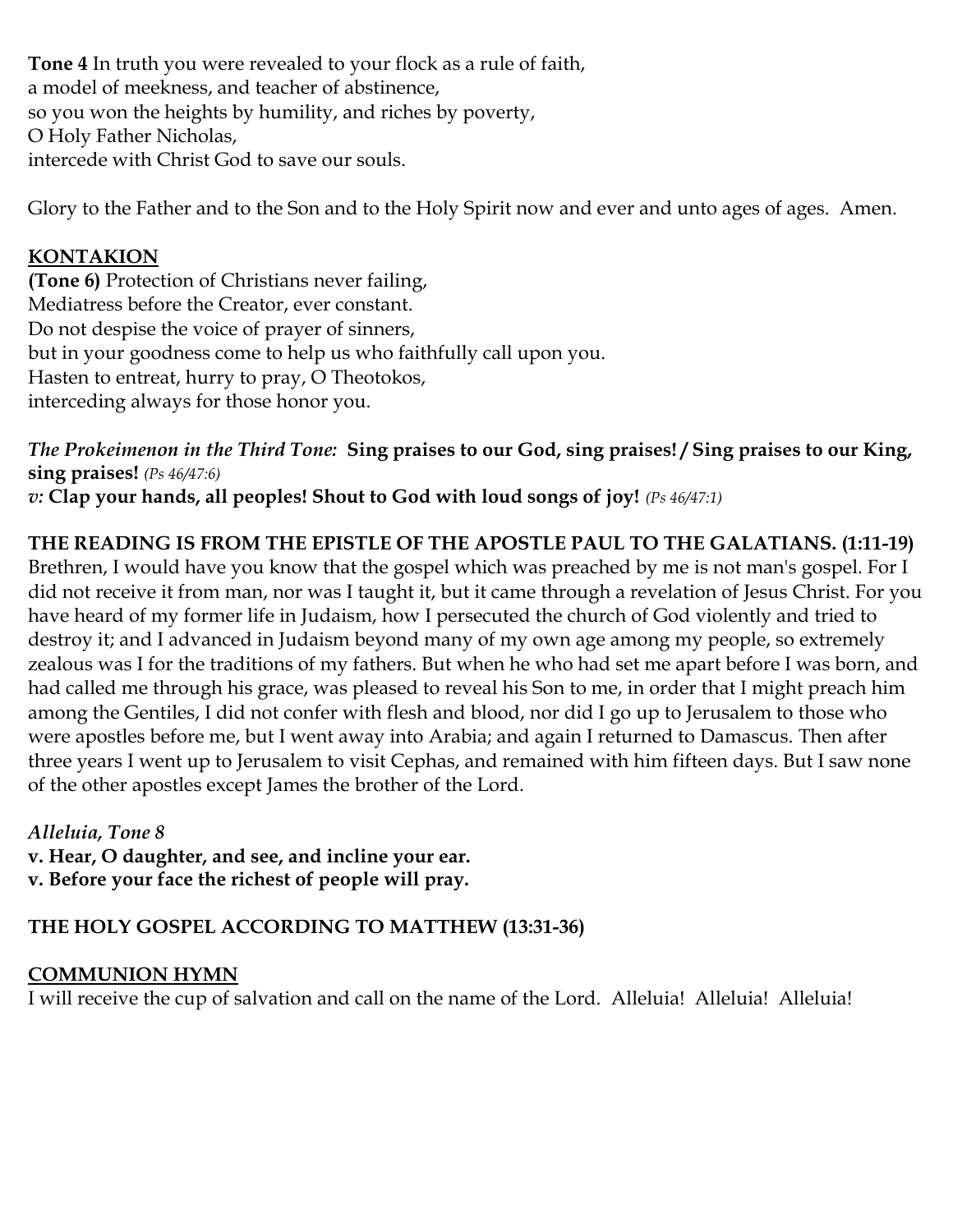**Tone 4** In truth you were revealed to your flock as a rule of faith,
a model of meekness, and teacher of abstinence,
so you won the heights by humility, and riches by poverty,
O Holy Father Nicholas,
intercede with Christ God to save our souls.

Glory to the Father and to the Son and to the Holy Spirit now and ever and unto ages of ages. Amen.

## KONTAKION

**(Tone 6)** Protection of Christians never failing,
Mediatress before the Creator, ever constant.
Do not despise the voice of prayer of sinners,
but in your goodness come to help us who faithfully call upon you.
Hasten to entreat, hurry to pray, O Theotokos,
interceding always for those honor you.

***The Prokeimenon in the Third Tone:*** **Sing praises to our God, sing praises! / Sing praises to our King, sing praises!** *(Ps 46/47:6)*
*v:* **Clap your hands, all peoples! Shout to God with loud songs of joy!** *(Ps 46/47:1)*

**THE READING IS FROM THE EPISTLE OF THE APOSTLE PAUL TO THE GALATIANS. (1:11-19)**
Brethren, I would have you know that the gospel which was preached by me is not man's gospel. For I did not receive it from man, nor was I taught it, but it came through a revelation of Jesus Christ. For you have heard of my former life in Judaism, how I persecuted the church of God violently and tried to destroy it; and I advanced in Judaism beyond many of my own age among my people, so extremely zealous was I for the traditions of my fathers. But when he who had set me apart before I was born, and had called me through his grace, was pleased to reveal his Son to me, in order that I might preach him among the Gentiles, I did not confer with flesh and blood, nor did I go up to Jerusalem to those who were apostles before me, but I went away into Arabia; and again I returned to Damascus. Then after three years I went up to Jerusalem to visit Cephas, and remained with him fifteen days. But I saw none of the other apostles except James the brother of the Lord.

***Alleluia, Tone 8***
**v. Hear, O daughter, and see, and incline your ear.**
**v. Before your face the richest of people will pray.**

**THE HOLY GOSPEL ACCORDING TO MATTHEW (13:31-36)**

## COMMUNION HYMN

I will receive the cup of salvation and call on the name of the Lord. Alleluia! Alleluia! Alleluia!